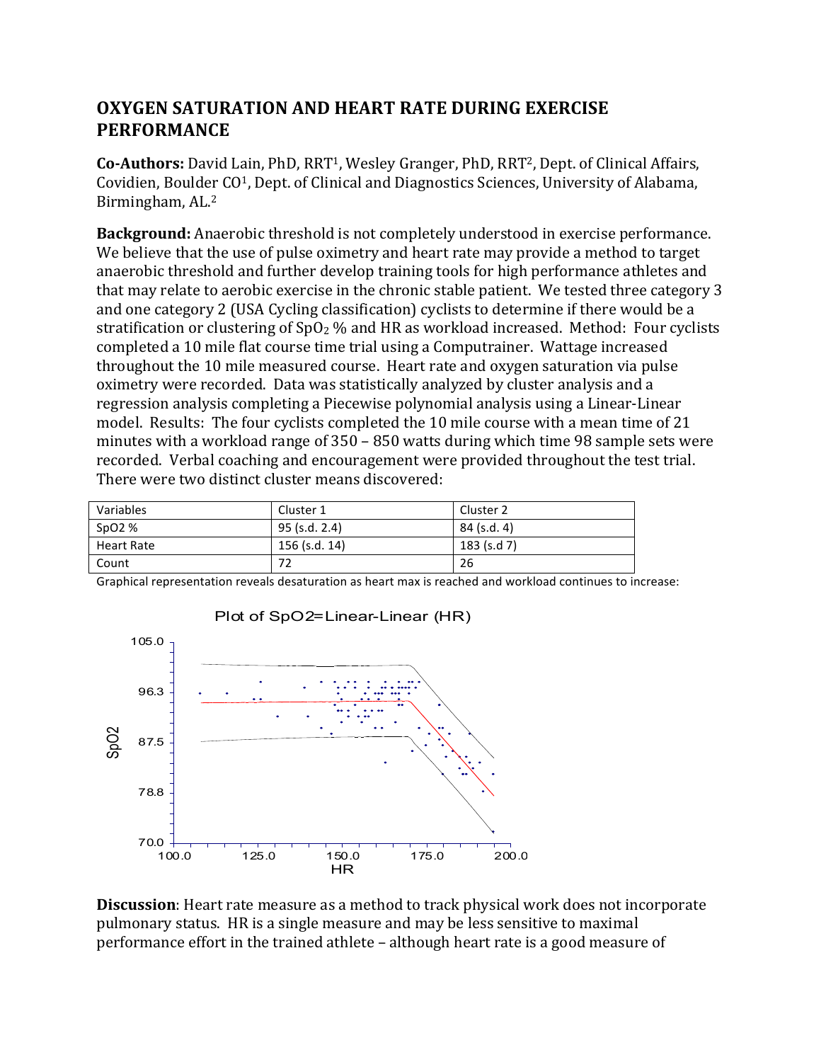# OXYGEN SATURATION AND HEART RATE DURING EXERCISE PERFORMANCE

**Co-Authors:** David Lain, PhD, RRT[1], Wesley Granger, PhD, RRT[2], Dept. of Clinical Affairs, Covidien, Boulder CO[1], Dept. of Clinical and Diagnostics Sciences, University of Alabama, Birmingham, AL.[2]

**Background:** Anaerobic threshold is not completely understood in exercise performance. We believe that the use of pulse oximetry and heart rate may provide a method to target anaerobic threshold and further develop training tools for high performance athletes and that may relate to aerobic exercise in the chronic stable patient. We tested three category 3 and one category 2 (USA Cycling classification) cyclists to determine if there would be a stratification or clustering of $SpO_2$ % and HR as workload increased. Method: Four cyclists completed a 10 mile flat course time trial using a Computrainer. Wattage increased throughout the 10 mile measured course. Heart rate and oxygen saturation via pulse oximetry were recorded. Data was statistically analyzed by cluster analysis and a regression analysis completing a Piecewise polynomial analysis using a Linear-Linear model. Results: The four cyclists completed the 10 mile course with a mean time of 21 minutes with a workload range of 350 – 850 watts during which time 98 sample sets were recorded. Verbal coaching and encouragement were provided throughout the test trial. There were two distinct cluster means discovered:

| Variables | Cluster 1 | Cluster 2 |
|---|---|---|
| SpO2 % | 95 (s.d. 2.4) | 84 (s.d. 4) |
| Heart Rate | 156 (s.d. 14) | 183 (s.d 7) |
| Count | 72 | 26 |

Graphical representation reveals desaturation as heart max is reached and workload continues to increase:

Plot of SpO2=Linear-Linear (HR)

**Discussion**: Heart rate measure as a method to track physical work does not incorporate pulmonary status. HR is a single measure and may be less sensitive to maximal performance effort in the trained athlete – although heart rate is a good measure of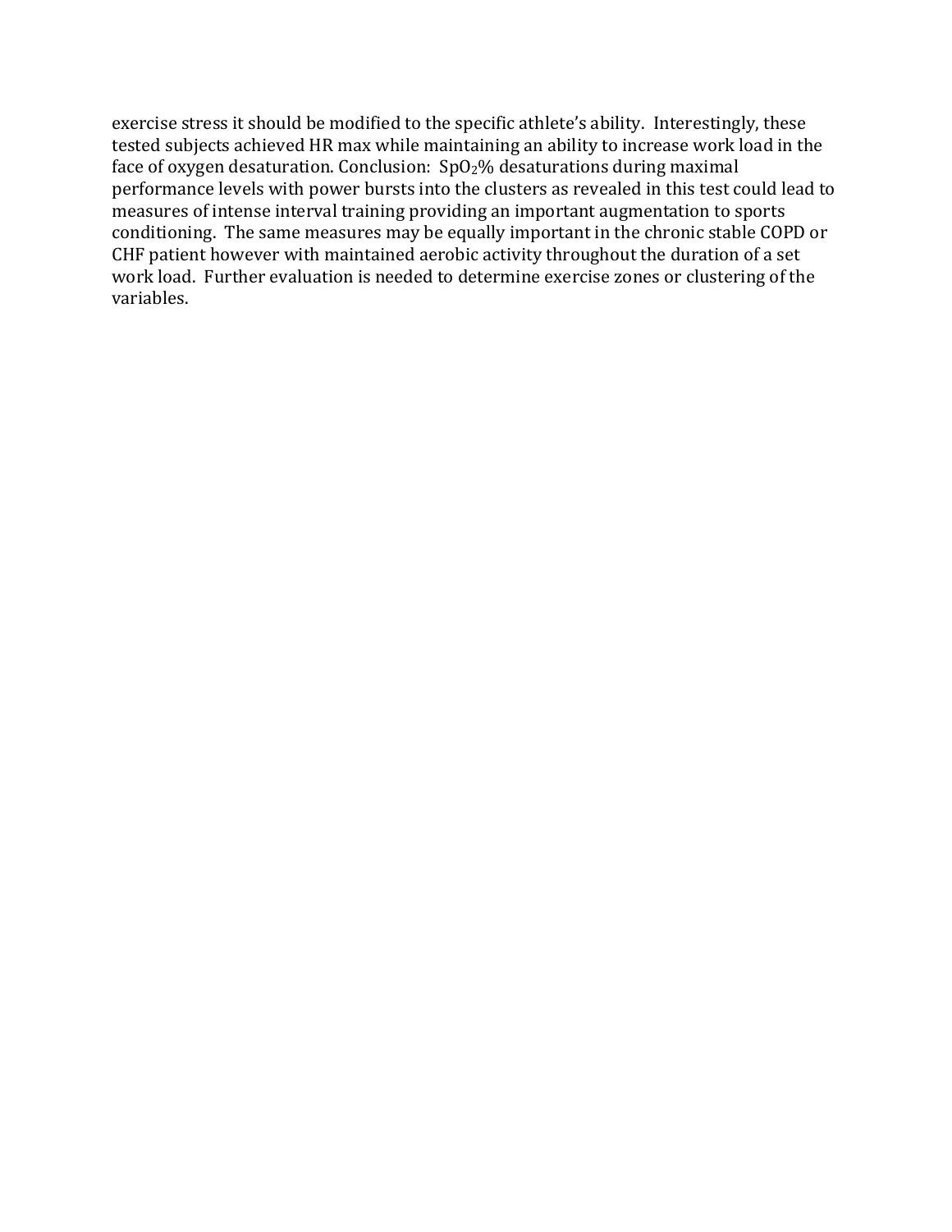exercise stress it should be modified to the specific athlete's ability. Interestingly, these tested subjects achieved HR max while maintaining an ability to increase work load in the face of oxygen desaturation. Conclusion: $SpO_2$% desaturations during maximal performance levels with power bursts into the clusters as revealed in this test could lead to measures of intense interval training providing an important augmentation to sports conditioning. The same measures may be equally important in the chronic stable COPD or CHF patient however with maintained aerobic activity throughout the duration of a set work load. Further evaluation is needed to determine exercise zones or clustering of the variables.